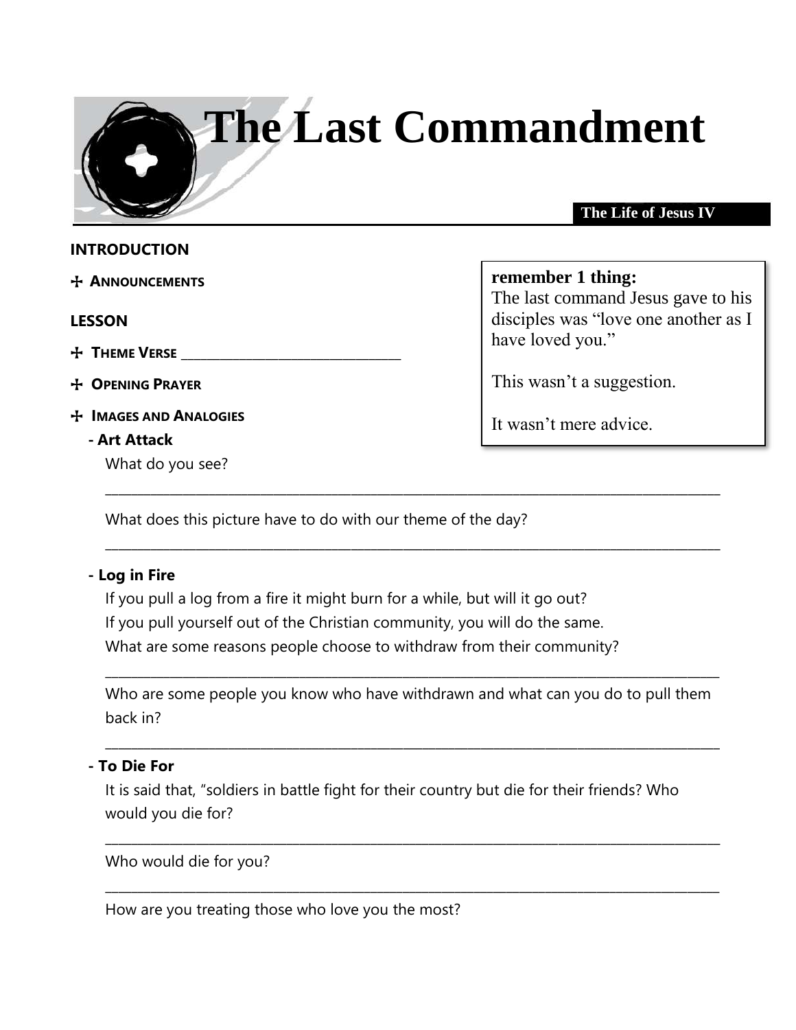# The Last Commandment

The Life of Jesus IV

> **remember 1 thing:**
> The last command Jesus gave to his disciples was "love one another as I have loved you."
>
> This wasn't a suggestion.
>
> It wasn't mere advice.

## INTRODUCTION

- **ANNOUNCEMENTS**

## LESSON

- **THEME VERSE** ________________________________
- **OPENING PRAYER**
- **IMAGES AND ANALOGIES**

**- Art Attack**

What do you see?

______________________________________________________________________________________

What does this picture have to do with our theme of the day?

______________________________________________________________________________________

**- Log in Fire**

If you pull a log from a fire it might burn for a while, but will it go out?
If you pull yourself out of the Christian community, you will do the same.
What are some reasons people choose to withdraw from their community?

______________________________________________________________________________________

Who are some people you know who have withdrawn and what can you do to pull them back in?

______________________________________________________________________________________

**- To Die For**

It is said that, "soldiers in battle fight for their country but die for their friends? Who would you die for?

______________________________________________________________________________________

Who would die for you?

______________________________________________________________________________________

How are you treating those who love you the most?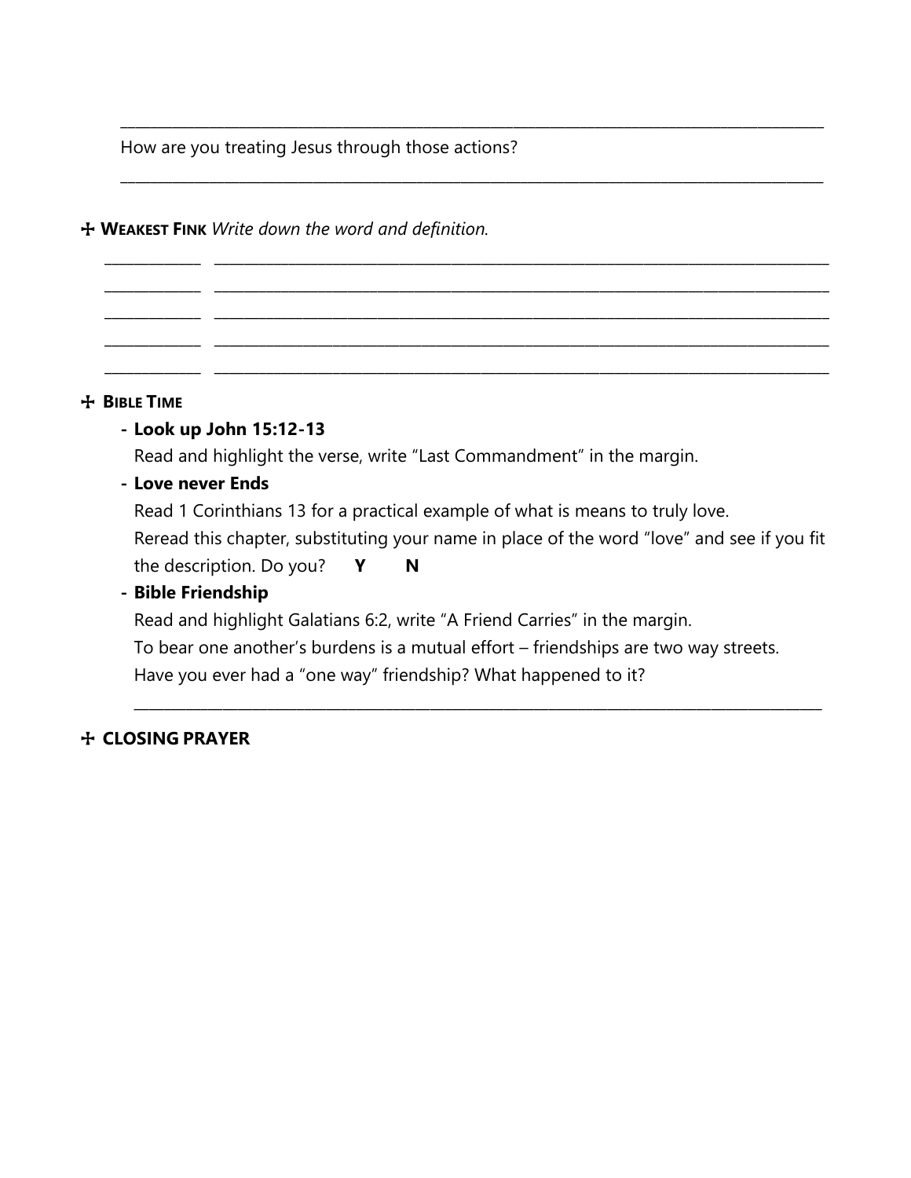\_\_\_\_\_\_\_\_\_\_\_\_\_\_\_\_\_\_\_\_\_\_\_\_\_\_\_\_\_\_\_\_\_\_\_\_\_\_\_\_\_\_\_\_\_\_\_\_\_\_\_\_\_\_\_\_\_\_\_\_\_\_\_\_\_\_\_\_\_\_\_\_\_\_\_\_

How are you treating Jesus through those actions?

\_\_\_\_\_\_\_\_\_\_\_\_\_\_\_\_\_\_\_\_\_\_\_\_\_\_\_\_\_\_\_\_\_\_\_\_\_\_\_\_\_\_\_\_\_\_\_\_\_\_\_\_\_\_\_\_\_\_\_\_\_\_\_\_\_\_\_\_\_\_\_\_\_\_\_\_

✢ **WEAKEST FINK** *Write down the word and definition.*

\_\_\_\_\_\_\_\_\_\_ \_\_\_\_\_\_\_\_\_\_\_\_\_\_\_\_\_\_\_\_\_\_\_\_\_\_\_\_\_\_\_\_\_\_\_\_\_\_\_\_\_\_\_\_\_\_\_\_\_\_\_\_\_\_\_\_\_\_\_\_\_\_\_

\_\_\_\_\_\_\_\_\_\_ \_\_\_\_\_\_\_\_\_\_\_\_\_\_\_\_\_\_\_\_\_\_\_\_\_\_\_\_\_\_\_\_\_\_\_\_\_\_\_\_\_\_\_\_\_\_\_\_\_\_\_\_\_\_\_\_\_\_\_\_\_\_\_

\_\_\_\_\_\_\_\_\_\_ \_\_\_\_\_\_\_\_\_\_\_\_\_\_\_\_\_\_\_\_\_\_\_\_\_\_\_\_\_\_\_\_\_\_\_\_\_\_\_\_\_\_\_\_\_\_\_\_\_\_\_\_\_\_\_\_\_\_\_\_\_\_\_

\_\_\_\_\_\_\_\_\_\_ \_\_\_\_\_\_\_\_\_\_\_\_\_\_\_\_\_\_\_\_\_\_\_\_\_\_\_\_\_\_\_\_\_\_\_\_\_\_\_\_\_\_\_\_\_\_\_\_\_\_\_\_\_\_\_\_\_\_\_\_\_\_\_

\_\_\_\_\_\_\_\_\_\_ \_\_\_\_\_\_\_\_\_\_\_\_\_\_\_\_\_\_\_\_\_\_\_\_\_\_\_\_\_\_\_\_\_\_\_\_\_\_\_\_\_\_\_\_\_\_\_\_\_\_\_\_\_\_\_\_\_\_\_\_\_\_\_

✢ **BIBLE TIME**

- **Look up John 15:12-13**
  Read and highlight the verse, write "Last Commandment" in the margin.
- **Love never Ends**
  Read 1 Corinthians 13 for a practical example of what is means to truly love.
  Reread this chapter, substituting your name in place of the word "love" and see if you fit the description. Do you? **Y** **N**
- **Bible Friendship**
  Read and highlight Galatians 6:2, write "A Friend Carries" in the margin.
  To bear one another's burdens is a mutual effort – friendships are two way streets.
  Have you ever had a "one way" friendship? What happened to it?

  \_\_\_\_\_\_\_\_\_\_\_\_\_\_\_\_\_\_\_\_\_\_\_\_\_\_\_\_\_\_\_\_\_\_\_\_\_\_\_\_\_\_\_\_\_\_\_\_\_\_\_\_\_\_\_\_\_\_\_\_\_\_\_\_\_\_\_\_\_\_\_\_\_\_

✢ **CLOSING PRAYER**